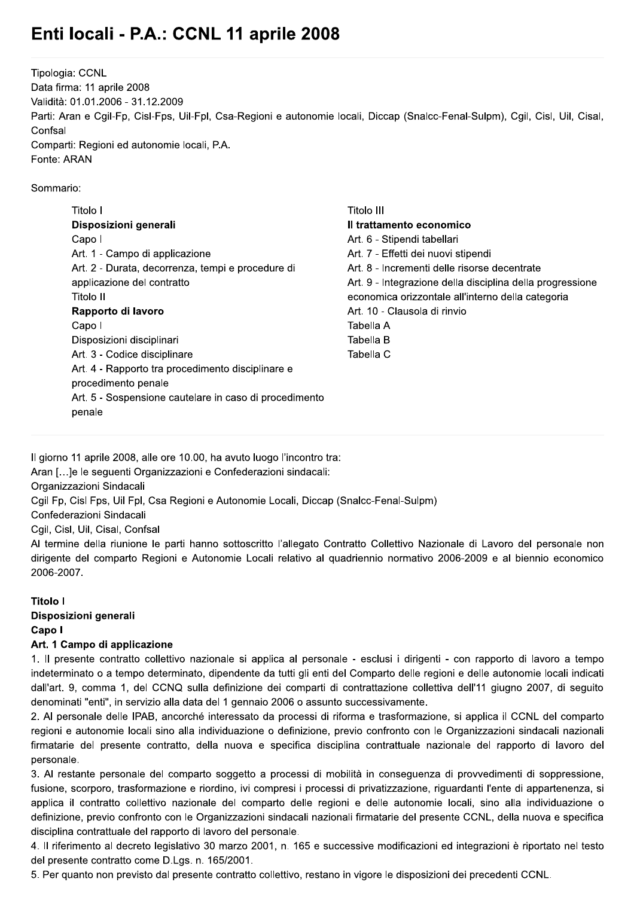# Enti locali - P.A.: CCNL 11 aprile 2008

Tipologia: CCNL
Data firma: 11 aprile 2008
Validità: 01.01.2006 - 31.12.2009
Parti: Aran e Cgil-Fp, Cisl-Fps, Uil-Fpl, Csa-Regioni e autonomie locali, Diccap (Snalcc-Fenal-Sulpm), Cgil, Cisl, Uil, Cisal, Confsal
Comparti: Regioni ed autonomie locali, P.A.
Fonte: ARAN

Sommario:

Titolo I
**Disposizioni generali**
Capo I
Art. 1 - Campo di applicazione
Art. 2 - Durata, decorrenza, tempi e procedure di applicazione del contratto
Titolo II
**Rapporto di lavoro**
Capo I
Disposizioni disciplinari
Art. 3 - Codice disciplinare
Art. 4 - Rapporto tra procedimento disciplinare e procedimento penale
Art. 5 - Sospensione cautelare in caso di procedimento penale
Titolo III
**Il trattamento economico**
Art. 6 - Stipendi tabellari
Art. 7 - Effetti dei nuovi stipendi
Art. 8 - Incrementi delle risorse decentrate
Art. 9 - Integrazione della disciplina della progressione economica orizzontale all'interno della categoria
Art. 10 - Clausola di rinvio
Tabella A
Tabella B
Tabella C

---

Il giorno 11 aprile 2008, alle ore 10.00, ha avuto luogo l'incontro tra:
Aran […]e le seguenti Organizzazioni e Confederazioni sindacali:
Organizzazioni Sindacali
Cgil Fp, Cisl Fps, Uil Fpl, Csa Regioni e Autonomie Locali, Diccap (Snalcc-Fenal-Sulpm)
Confederazioni Sindacali
Cgil, Cisl, Uil, Cisal, Confsal
Al termine della riunione le parti hanno sottoscritto l'allegato Contratto Collettivo Nazionale di Lavoro del personale non dirigente del comparto Regioni e Autonomie Locali relativo al quadriennio normativo 2006-2009 e al biennio economico 2006-2007.

**Titolo I**
**Disposizioni generali**
**Capo I**
**Art. 1 Campo di applicazione**

1. Il presente contratto collettivo nazionale si applica al personale - esclusi i dirigenti - con rapporto di lavoro a tempo indeterminato o a tempo determinato, dipendente da tutti gli enti del Comparto delle regioni e delle autonomie locali indicati dall'art. 9, comma 1, del CCNQ sulla definizione dei comparti di contrattazione collettiva dell'11 giugno 2007, di seguito denominati "enti", in servizio alla data del 1 gennaio 2006 o assunto successivamente.
2. Al personale delle IPAB, ancorché interessato da processi di riforma e trasformazione, si applica il CCNL del comparto regioni e autonomie locali sino alla individuazione o definizione, previo confronto con le Organizzazioni sindacali nazionali firmatarie del presente contratto, della nuova e specifica disciplina contrattuale nazionale del rapporto di lavoro del personale.
3. Al restante personale del comparto soggetto a processi di mobilità in conseguenza di provvedimenti di soppressione, fusione, scorporo, trasformazione e riordino, ivi compresi i processi di privatizzazione, riguardanti l'ente di appartenenza, si applica il contratto collettivo nazionale del comparto delle regioni e delle autonomie locali, sino alla individuazione o definizione, previo confronto con le Organizzazioni sindacali nazionali firmatarie del presente CCNL, della nuova e specifica disciplina contrattuale del rapporto di lavoro del personale.
4. Il riferimento al decreto legislativo 30 marzo 2001, n. 165 e successive modificazioni ed integrazioni è riportato nel testo del presente contratto come D.Lgs. n. 165/2001.
5. Per quanto non previsto dal presente contratto collettivo, restano in vigore le disposizioni dei precedenti CCNL.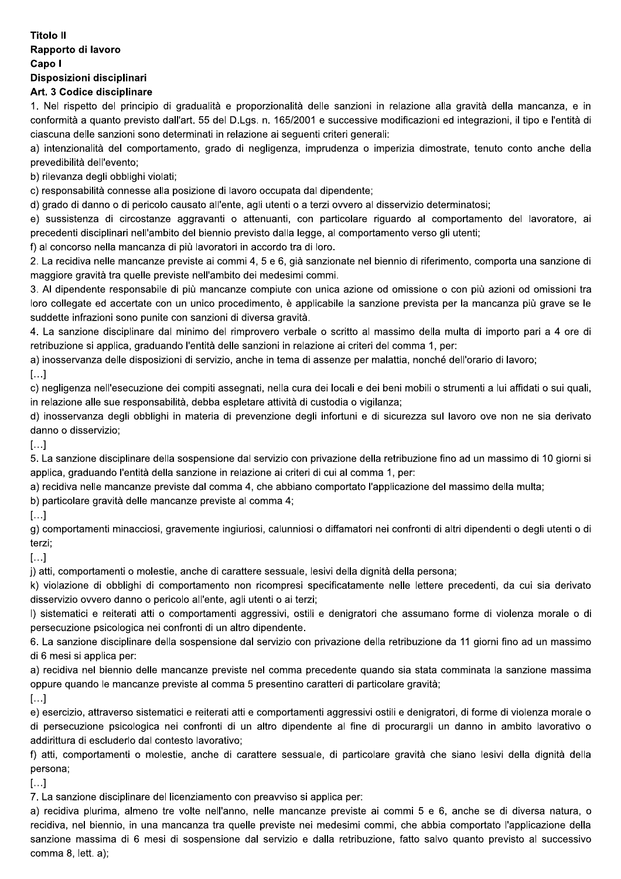**Titolo II**

**Rapporto di lavoro**

**Capo I**

**Disposizioni disciplinari**

**Art. 3 Codice disciplinare**

1. Nel rispetto del principio di gradualità e proporzionalità delle sanzioni in relazione alla gravità della mancanza, e in conformità a quanto previsto dall'art. 55 del D.Lgs. n. 165/2001 e successive modificazioni ed integrazioni, il tipo e l'entità di ciascuna delle sanzioni sono determinati in relazione ai seguenti criteri generali:

a) intenzionalità del comportamento, grado di negligenza, imprudenza o imperizia dimostrate, tenuto conto anche della prevedibilità dell'evento;

b) rilevanza degli obblighi violati;

c) responsabilità connesse alla posizione di lavoro occupata dal dipendente;

d) grado di danno o di pericolo causato all'ente, agli utenti o a terzi ovvero al disservizio determinatosi;

e) sussistenza di circostanze aggravanti o attenuanti, con particolare riguardo al comportamento del lavoratore, ai precedenti disciplinari nell'ambito del biennio previsto dalla legge, al comportamento verso gli utenti;

f) al concorso nella mancanza di più lavoratori in accordo tra di loro.

2. La recidiva nelle mancanze previste ai commi 4, 5 e 6, già sanzionate nel biennio di riferimento, comporta una sanzione di maggiore gravità tra quelle previste nell'ambito dei medesimi commi.

3. Al dipendente responsabile di più mancanze compiute con unica azione od omissione o con più azioni od omissioni tra loro collegate ed accertate con un unico procedimento, è applicabile la sanzione prevista per la mancanza più grave se le suddette infrazioni sono punite con sanzioni di diversa gravità.

4. La sanzione disciplinare dal minimo del rimprovero verbale o scritto al massimo della multa di importo pari a 4 ore di retribuzione si applica, graduando l'entità delle sanzioni in relazione ai criteri del comma 1, per:

a) inosservanza delle disposizioni di servizio, anche in tema di assenze per malattia, nonché dell'orario di lavoro;

[…]

c) negligenza nell'esecuzione dei compiti assegnati, nella cura dei locali e dei beni mobili o strumenti a lui affidati o sui quali, in relazione alle sue responsabilità, debba espletare attività di custodia o vigilanza;

d) inosservanza degli obblighi in materia di prevenzione degli infortuni e di sicurezza sul lavoro ove non ne sia derivato danno o disservizio;

[…]

5. La sanzione disciplinare della sospensione dal servizio con privazione della retribuzione fino ad un massimo di 10 giorni si applica, graduando l'entità della sanzione in relazione ai criteri di cui al comma 1, per:

a) recidiva nelle mancanze previste dal comma 4, che abbiano comportato l'applicazione del massimo della multa;

b) particolare gravità delle mancanze previste al comma 4;

[…]

g) comportamenti minacciosi, gravemente ingiuriosi, calunniosi o diffamatori nei confronti di altri dipendenti o degli utenti o di terzi;

[…]

j) atti, comportamenti o molestie, anche di carattere sessuale, lesivi della dignità della persona;

k) violazione di obblighi di comportamento non ricompresi specificatamente nelle lettere precedenti, da cui sia derivato disservizio ovvero danno o pericolo all'ente, agli utenti o ai terzi;

l) sistematici e reiterati atti o comportamenti aggressivi, ostili e denigratori che assumano forme di violenza morale o di persecuzione psicologica nei confronti di un altro dipendente.

6. La sanzione disciplinare della sospensione dal servizio con privazione della retribuzione da 11 giorni fino ad un massimo di 6 mesi si applica per:

a) recidiva nel biennio delle mancanze previste nel comma precedente quando sia stata comminata la sanzione massima oppure quando le mancanze previste al comma 5 presentino caratteri di particolare gravità;

[…]

e) esercizio, attraverso sistematici e reiterati atti e comportamenti aggressivi ostili e denigratori, di forme di violenza morale o di persecuzione psicologica nei confronti di un altro dipendente al fine di procurargli un danno in ambito lavorativo o addirittura di escluderlo dal contesto lavorativo;

f) atti, comportamenti o molestie, anche di carattere sessuale, di particolare gravità che siano lesivi della dignità della persona;

[…]

7. La sanzione disciplinare del licenziamento con preavviso si applica per:

a) recidiva plurima, almeno tre volte nell'anno, nelle mancanze previste ai commi 5 e 6, anche se di diversa natura, o recidiva, nel biennio, in una mancanza tra quelle previste nei medesimi commi, che abbia comportato l'applicazione della sanzione massima di 6 mesi di sospensione dal servizio e dalla retribuzione, fatto salvo quanto previsto al successivo comma 8, lett. a);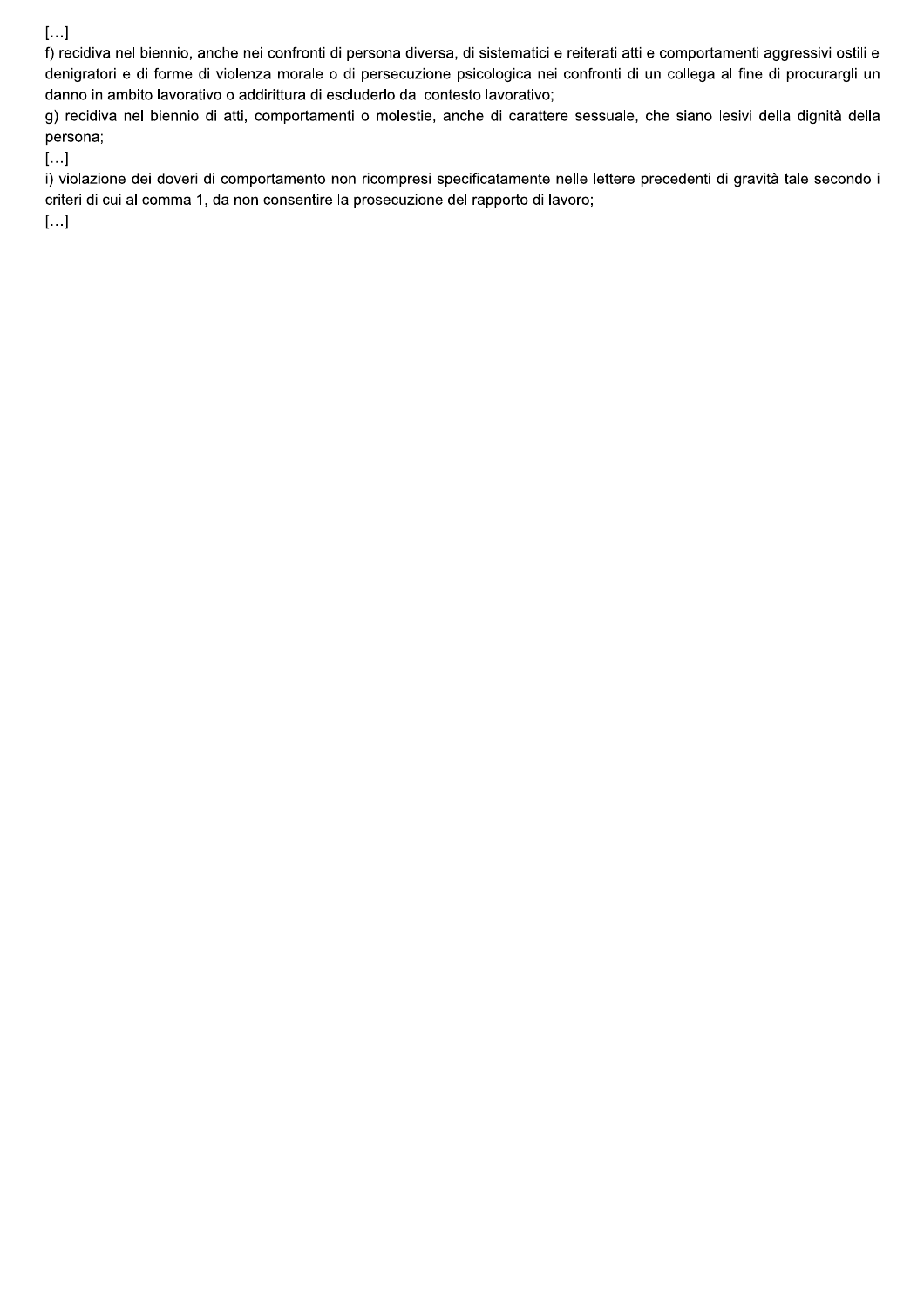[…]

f) recidiva nel biennio, anche nei confronti di persona diversa, di sistematici e reiterati atti e comportamenti aggressivi ostili e denigratori e di forme di violenza morale o di persecuzione psicologica nei confronti di un collega al fine di procurargli un danno in ambito lavorativo o addirittura di escluderlo dal contesto lavorativo;

g) recidiva nel biennio di atti, comportamenti o molestie, anche di carattere sessuale, che siano lesivi della dignità della persona;

[…]

i) violazione dei doveri di comportamento non ricompresi specificatamente nelle lettere precedenti di gravità tale secondo i criteri di cui al comma 1, da non consentire la prosecuzione del rapporto di lavoro;

[…]